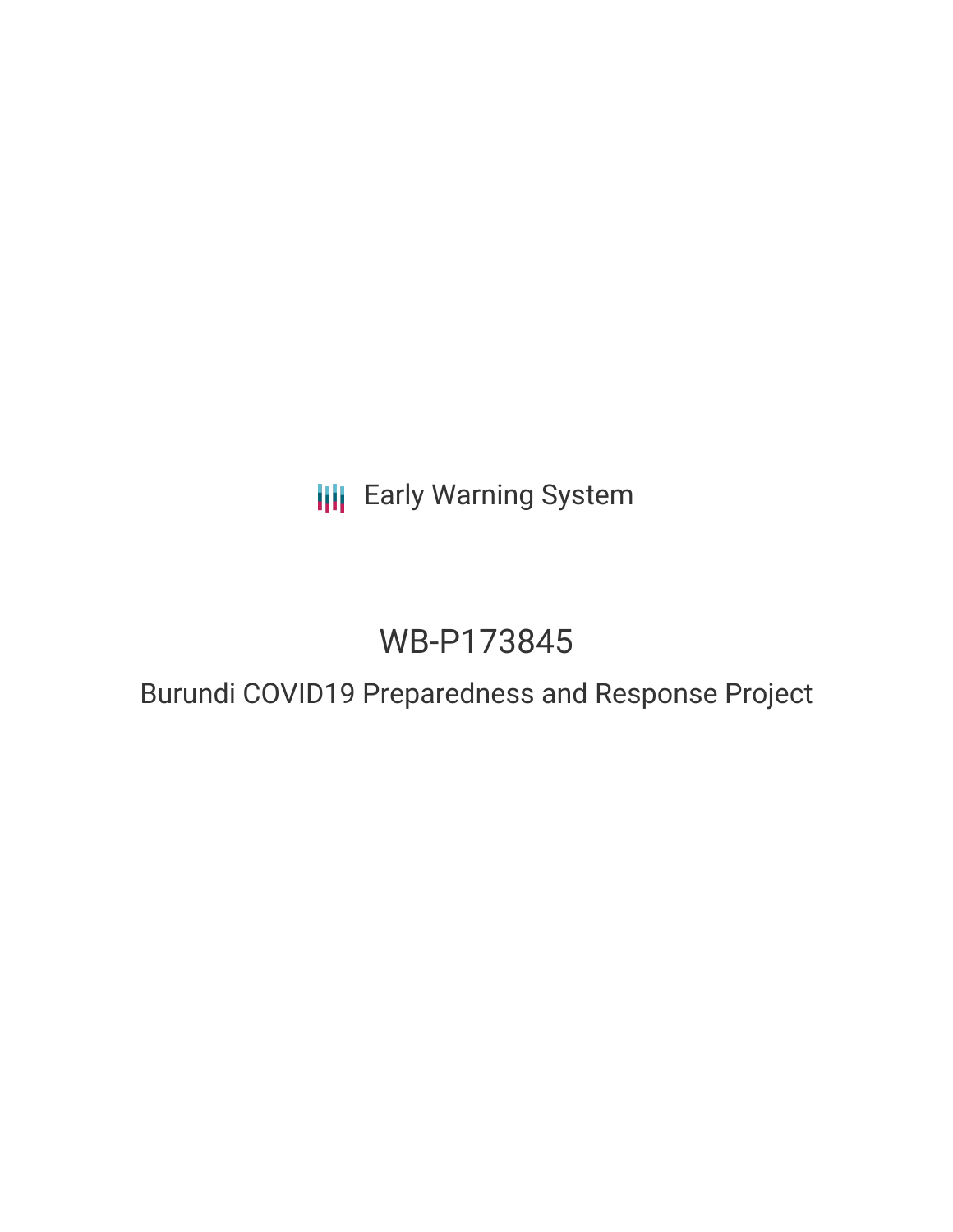Early Warning System

# WB-P173845

## Burundi COVID19 Preparedness and Response Project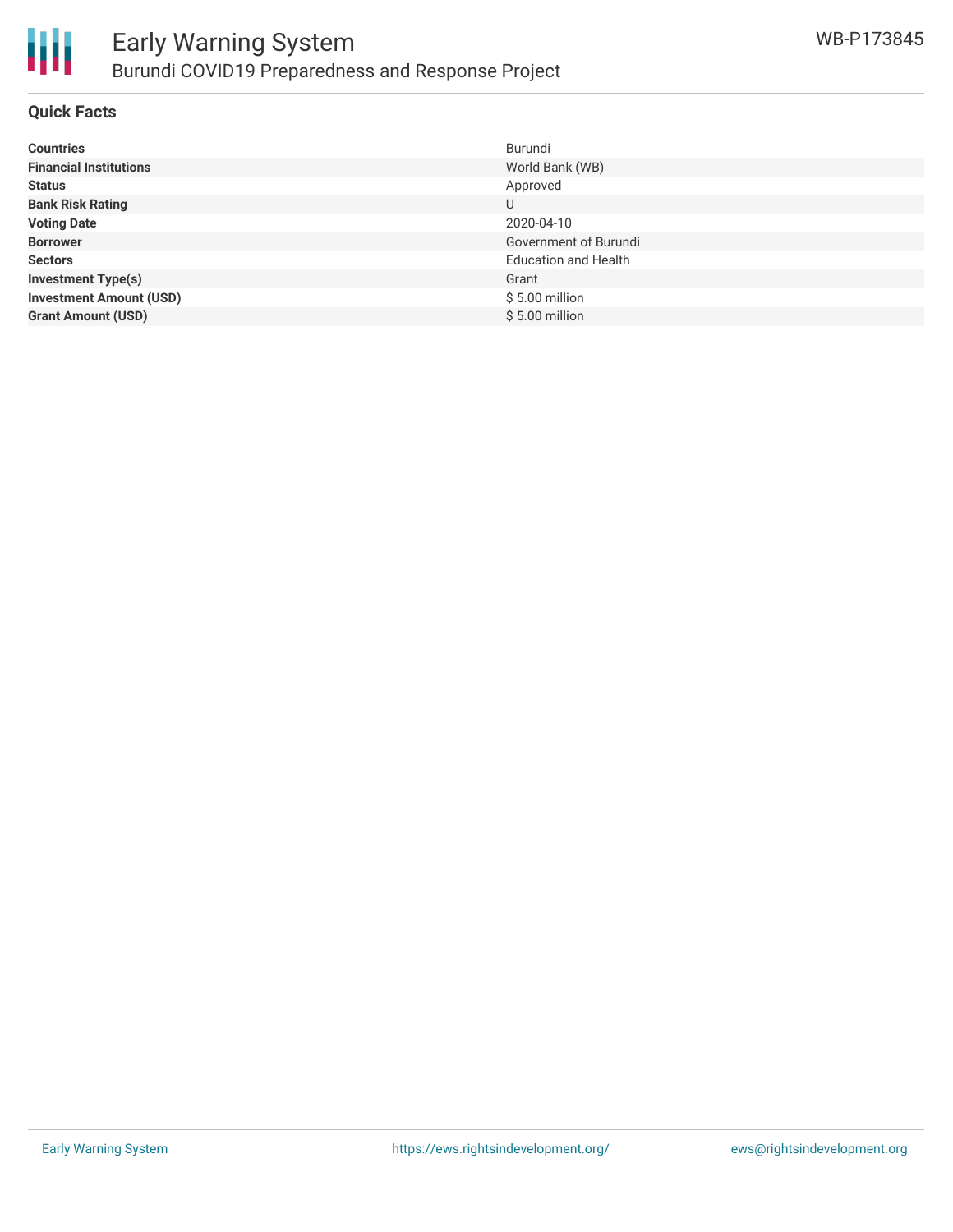## Quick Facts

| | |
|---|---|
| **Countries** | Burundi |
| **Financial Institutions** | World Bank (WB) |
| **Status** | Approved |
| **Bank Risk Rating** | U |
| **Voting Date** | 2020-04-10 |
| **Borrower** | Government of Burundi |
| **Sectors** | Education and Health |
| **Investment Type(s)** | Grant |
| **Investment Amount (USD)** | $ 5.00 million |
| **Grant Amount (USD)** | $ 5.00 million |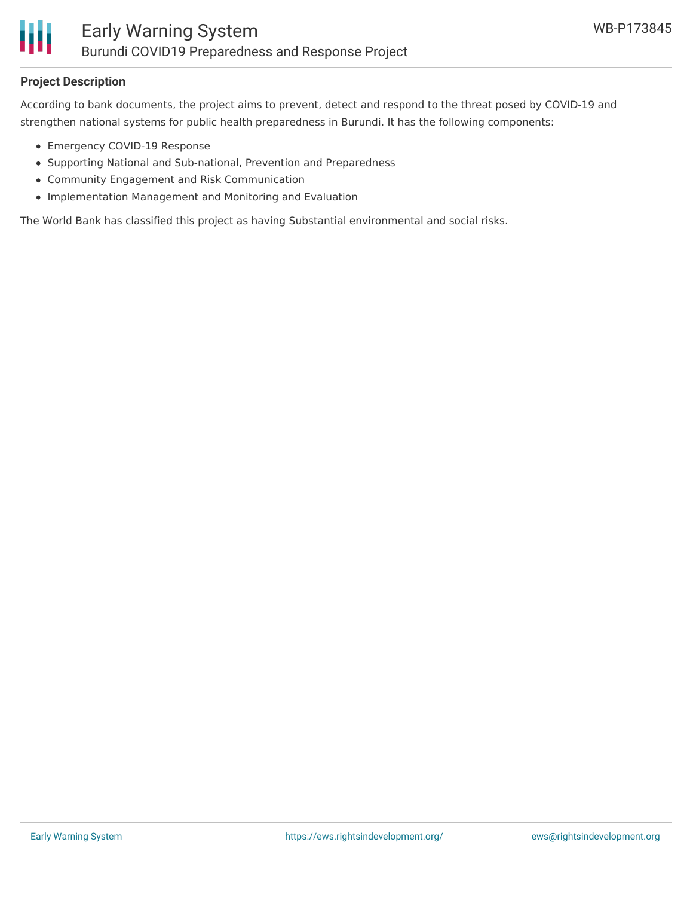## Project Description

According to bank documents, the project aims to prevent, detect and respond to the threat posed by COVID-19 and strengthen national systems for public health preparedness in Burundi. It has the following components:

- Emergency COVID-19 Response
- Supporting National and Sub-national, Prevention and Preparedness
- Community Engagement and Risk Communication
- Implementation Management and Monitoring and Evaluation

The World Bank has classified this project as having Substantial environmental and social risks.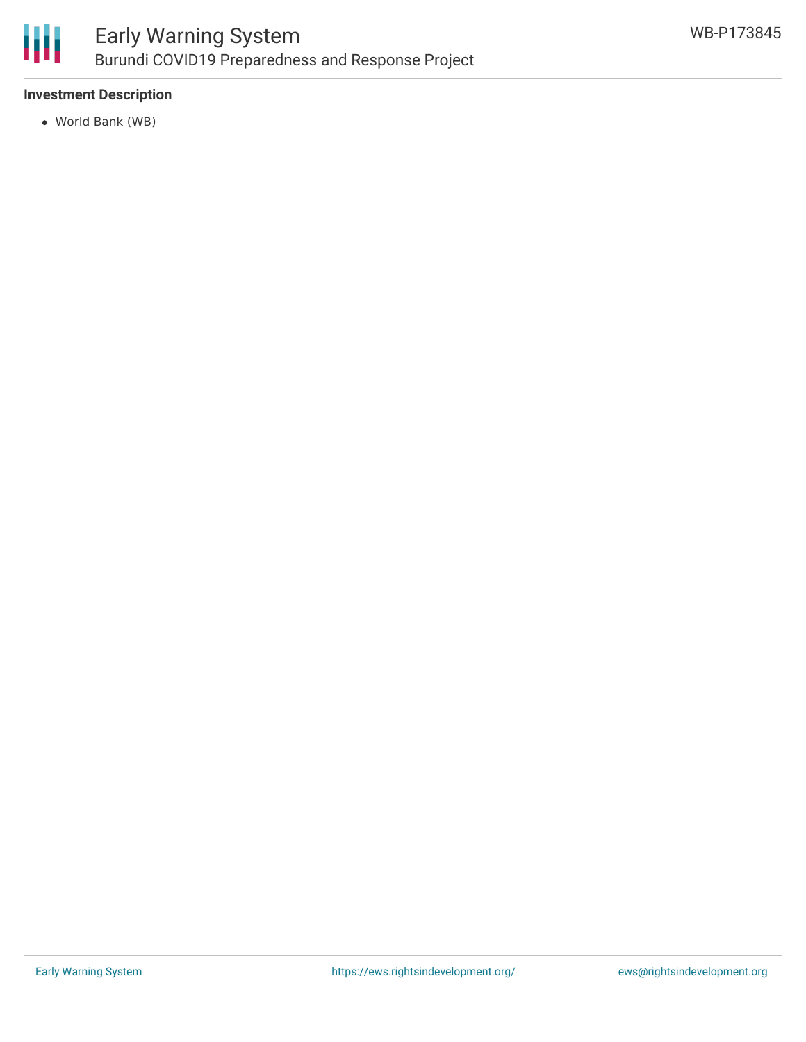**Investment Description**

- World Bank (WB)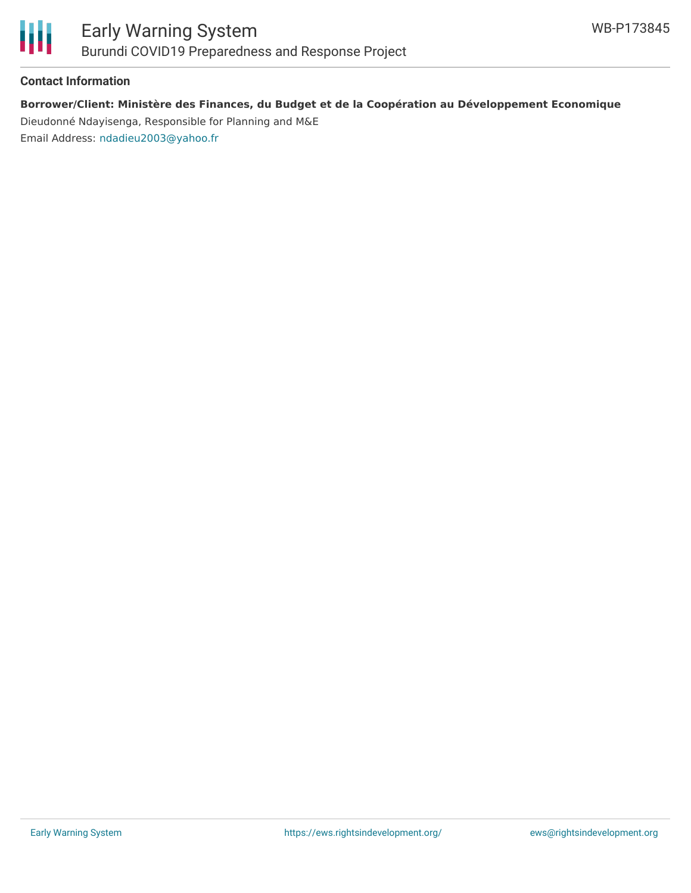## Contact Information

**Borrower/Client: Ministère des Finances, du Budget et de la Coopération au Développement Economique**

Dieudonné Ndayisenga, Responsible for Planning and M&E

Email Address: ndadieu2003@yahoo.fr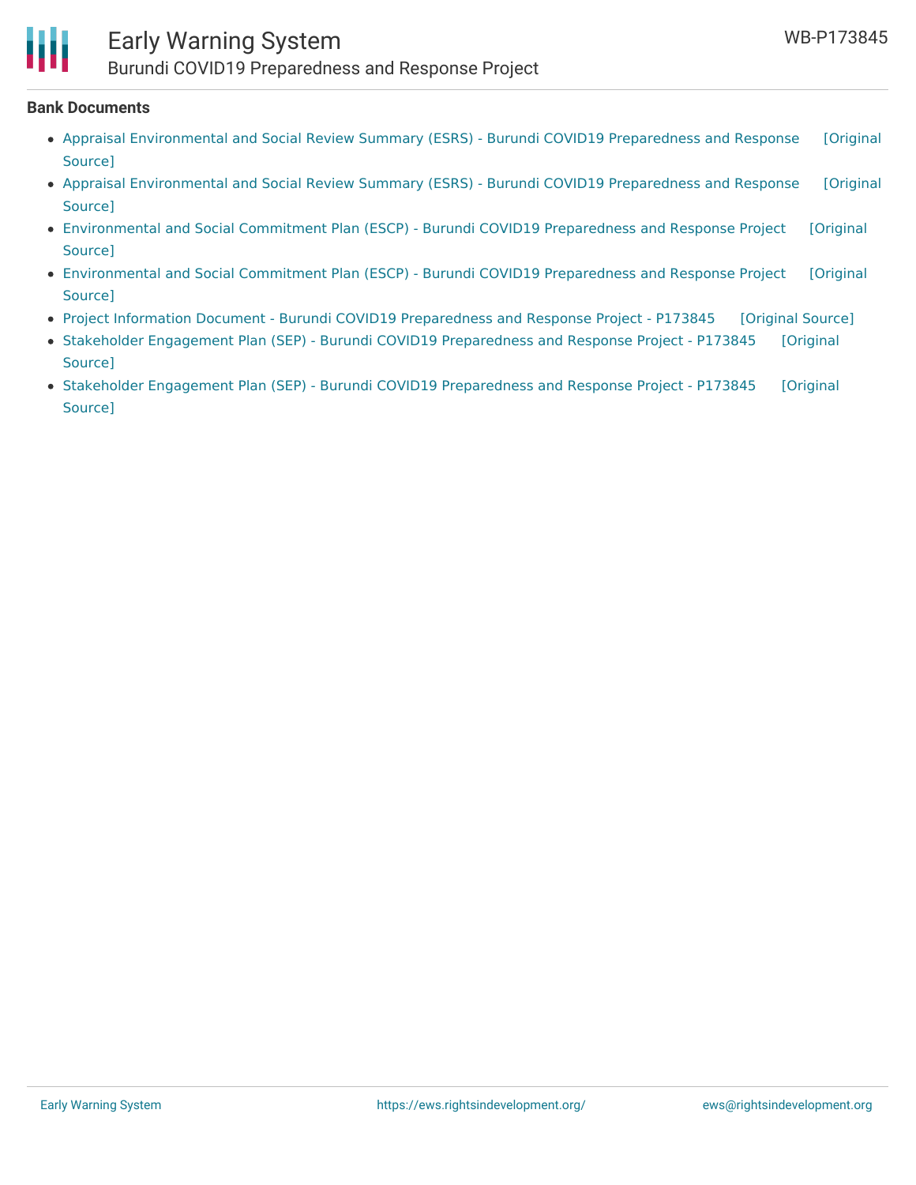**Bank Documents**

- Appraisal Environmental and Social Review Summary (ESRS) - Burundi COVID19 Preparedness and Response [Original Source]
- Appraisal Environmental and Social Review Summary (ESRS) - Burundi COVID19 Preparedness and Response [Original Source]
- Environmental and Social Commitment Plan (ESCP) - Burundi COVID19 Preparedness and Response Project [Original Source]
- Environmental and Social Commitment Plan (ESCP) - Burundi COVID19 Preparedness and Response Project [Original Source]
- Project Information Document - Burundi COVID19 Preparedness and Response Project - P173845 [Original Source]
- Stakeholder Engagement Plan (SEP) - Burundi COVID19 Preparedness and Response Project - P173845 [Original Source]
- Stakeholder Engagement Plan (SEP) - Burundi COVID19 Preparedness and Response Project - P173845 [Original Source]